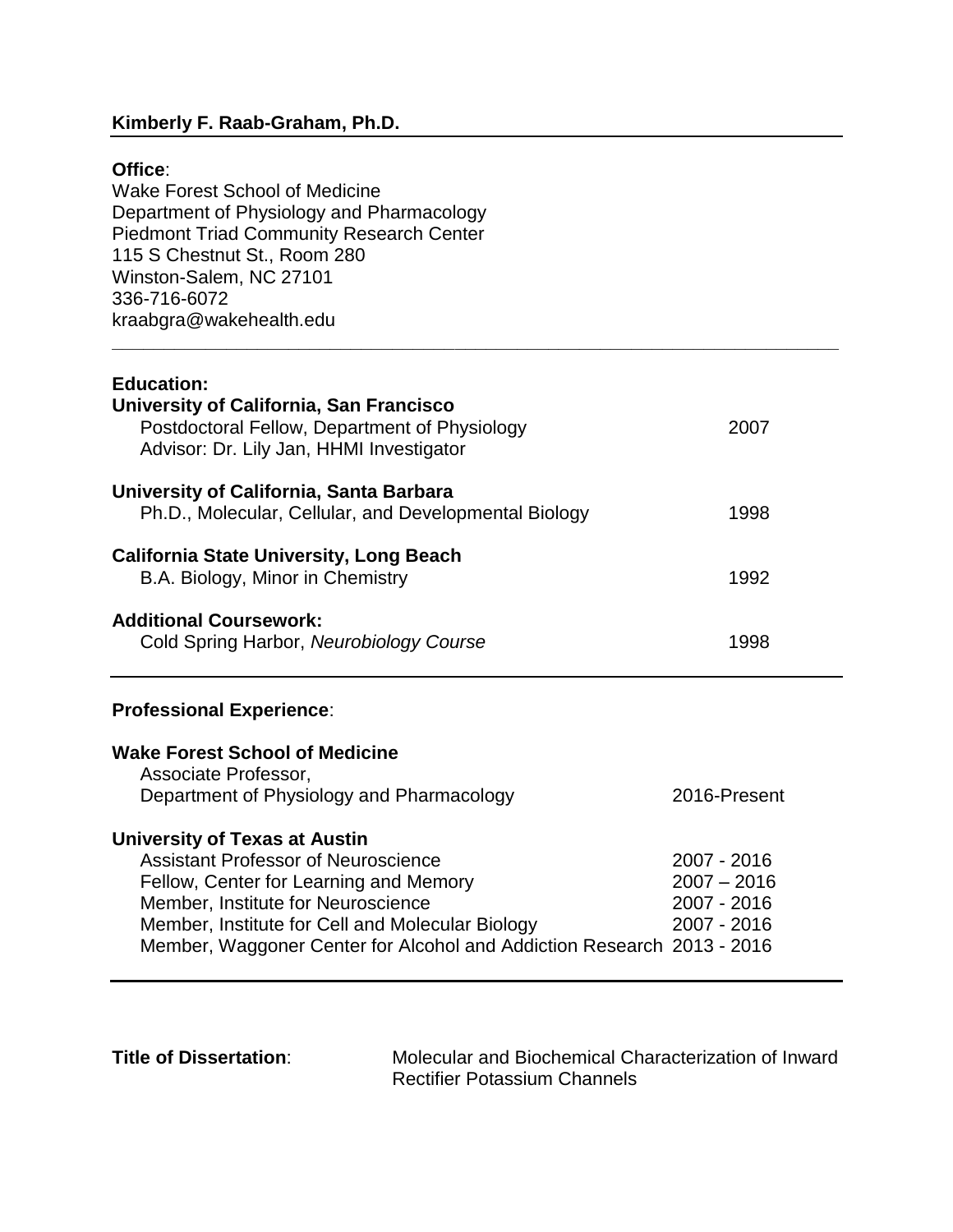**Kimberly F. Raab-Graham, Ph.D.**

---

**Office**:
Wake Forest School of Medicine
Department of Physiology and Pharmacology
Piedmont Triad Community Research Center
115 S Chestnut St., Room 280
Winston-Salem, NC 27101
336-716-6072
kraabgra@wakehealth.edu

---

**Education:**

**University of California, San Francisco**
Postdoctoral Fellow, Department of Physiology — 2007
Advisor: Dr. Lily Jan, HHMI Investigator

**University of California, Santa Barbara**
Ph.D., Molecular, Cellular, and Developmental Biology — 1998

**California State University, Long Beach**
B.A. Biology, Minor in Chemistry — 1992

**Additional Coursework:**
Cold Spring Harbor, *Neurobiology Course* — 1998

---

**Professional Experience**:

**Wake Forest School of Medicine**
Associate Professor,
Department of Physiology and Pharmacology — 2016-Present

**University of Texas at Austin**

| | |
|---|---|
| Assistant Professor of Neuroscience | 2007 - 2016 |
| Fellow, Center for Learning and Memory | 2007 – 2016 |
| Member, Institute for Neuroscience | 2007 - 2016 |
| Member, Institute for Cell and Molecular Biology | 2007 - 2016 |
| Member, Waggoner Center for Alcohol and Addiction Research | 2013 - 2016 |

---

**Title of Dissertation**: Molecular and Biochemical Characterization of Inward Rectifier Potassium Channels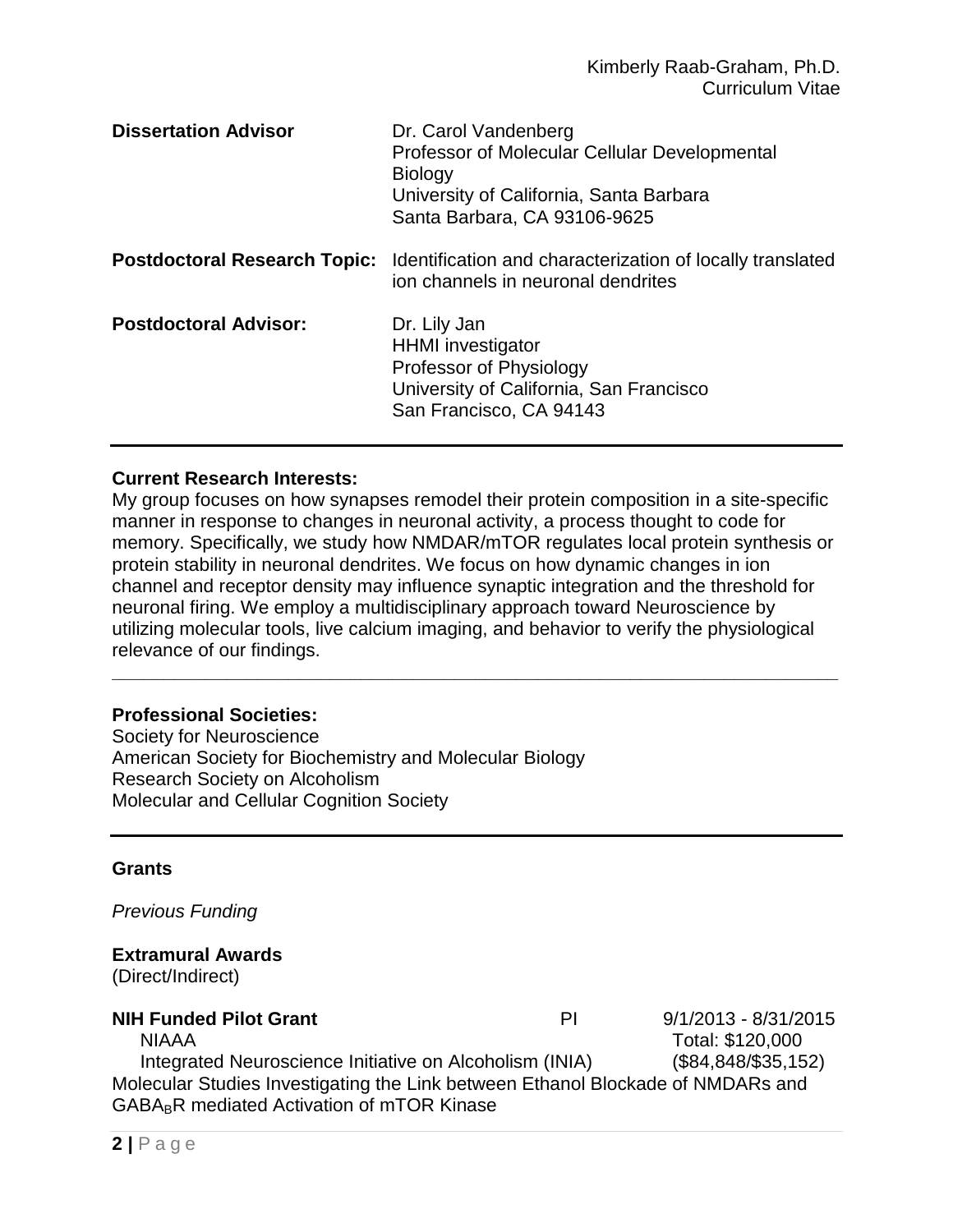**Dissertation Advisor**

Dr. Carol Vandenberg
Professor of Molecular Cellular Developmental Biology
University of California, Santa Barbara
Santa Barbara, CA 93106-9625

**Postdoctoral Research Topic:** Identification and characterization of locally translated ion channels in neuronal dendrites

**Postdoctoral Advisor:**

Dr. Lily Jan
HHMI investigator
Professor of Physiology
University of California, San Francisco
San Francisco, CA 94143

---

**Current Research Interests:**

My group focuses on how synapses remodel their protein composition in a site-specific manner in response to changes in neuronal activity, a process thought to code for memory. Specifically, we study how NMDAR/mTOR regulates local protein synthesis or protein stability in neuronal dendrites. We focus on how dynamic changes in ion channel and receptor density may influence synaptic integration and the threshold for neuronal firing. We employ a multidisciplinary approach toward Neuroscience by utilizing molecular tools, live calcium imaging, and behavior to verify the physiological relevance of our findings.

---

**Professional Societies:**

Society for Neuroscience
American Society for Biochemistry and Molecular Biology
Research Society on Alcoholism
Molecular and Cellular Cognition Society

---

**Grants**

*Previous Funding*

**Extramural Awards**
(Direct/Indirect)

**NIH Funded Pilot Grant** PI 9/1/2013 - 8/31/2015
NIAAA Total: $120,000
Integrated Neuroscience Initiative on Alcoholism (INIA) ($84,848/$35,152)
Molecular Studies Investigating the Link between Ethanol Blockade of NMDARs and $GABA_B$R mediated Activation of mTOR Kinase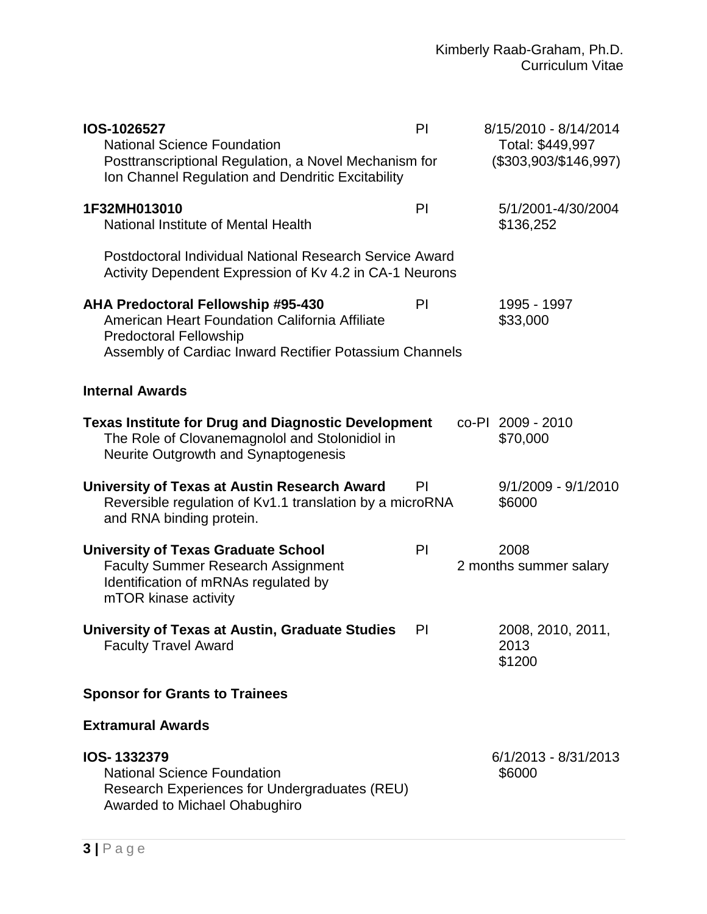**IOS-1026527** | PI | 8/15/2010 - 8/14/2014
National Science Foundation | | Total: $449,997
Posttranscriptional Regulation, a Novel Mechanism for Ion Channel Regulation and Dendritic Excitability | | ($303,903/$146,997)

**1F32MH013010** | PI | 5/1/2001-4/30/2004
National Institute of Mental Health | | $136,252

Postdoctoral Individual National Research Service Award
Activity Dependent Expression of Kv 4.2 in CA-1 Neurons

**AHA Predoctoral Fellowship #95-430** | PI | 1995 - 1997
American Heart Foundation California Affiliate | | $33,000
Predoctoral Fellowship
Assembly of Cardiac Inward Rectifier Potassium Channels

### Internal Awards

**Texas Institute for Drug and Diagnostic Development** | co-PI | 2009 - 2010
The Role of Clovanemagnolol and Stolonidiol in Neurite Outgrowth and Synaptogenesis | | $70,000

**University of Texas at Austin Research Award** | PI | 9/1/2009 - 9/1/2010
Reversible regulation of Kv1.1 translation by a microRNA and RNA binding protein. | | $6000

**University of Texas Graduate School** | PI | 2008
Faculty Summer Research Assignment | | 2 months summer salary
Identification of mRNAs regulated by mTOR kinase activity

**University of Texas at Austin, Graduate Studies** | PI | 2008, 2010, 2011, 2013
Faculty Travel Award | | $1200

### Sponsor for Grants to Trainees

### Extramural Awards

**IOS- 1332379** | | 6/1/2013 - 8/31/2013
National Science Foundation | | $6000
Research Experiences for Undergraduates (REU)
Awarded to Michael Ohabughiro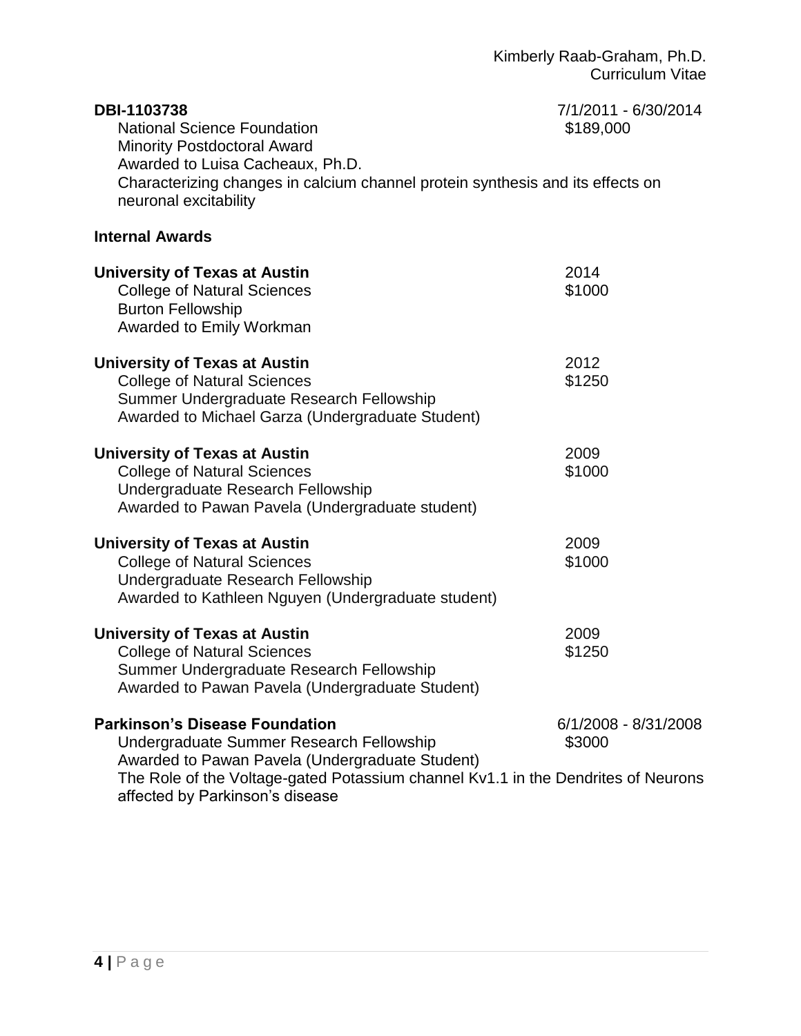**DBI-1103738** 7/1/2011 - 6/30/2014

National Science Foundation $189,000
Minority Postdoctoral Award
Awarded to Luisa Cacheaux, Ph.D.
Characterizing changes in calcium channel protein synthesis and its effects on neuronal excitability

**Internal Awards**

**University of Texas at Austin** 2014

College of Natural Sciences $1000
Burton Fellowship
Awarded to Emily Workman

**University of Texas at Austin** 2012

College of Natural Sciences $1250
Summer Undergraduate Research Fellowship
Awarded to Michael Garza (Undergraduate Student)

**University of Texas at Austin** 2009

College of Natural Sciences $1000
Undergraduate Research Fellowship
Awarded to Pawan Pavela (Undergraduate student)

**University of Texas at Austin** 2009

College of Natural Sciences $1000
Undergraduate Research Fellowship
Awarded to Kathleen Nguyen (Undergraduate student)

**University of Texas at Austin** 2009

College of Natural Sciences $1250
Summer Undergraduate Research Fellowship
Awarded to Pawan Pavela (Undergraduate Student)

**Parkinson's Disease Foundation** 6/1/2008 - 8/31/2008

Undergraduate Summer Research Fellowship $3000
Awarded to Pawan Pavela (Undergraduate Student)
The Role of the Voltage-gated Potassium channel Kv1.1 in the Dendrites of Neurons affected by Parkinson's disease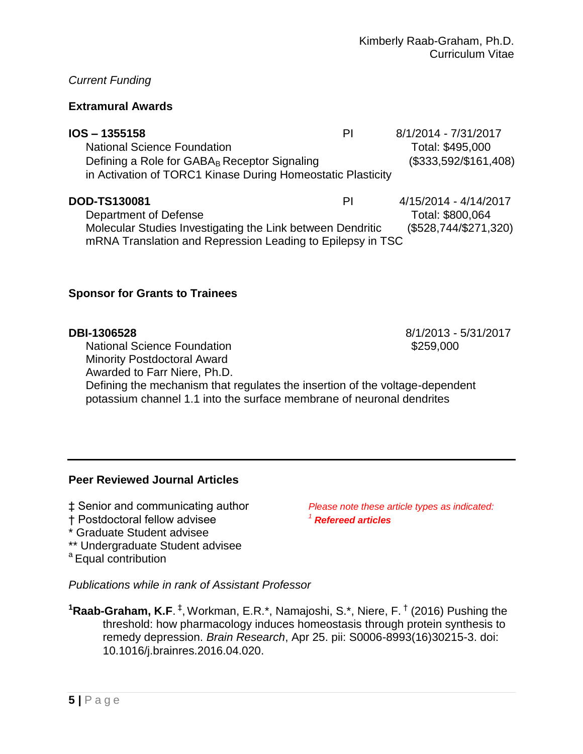*Current Funding*

### Extramural Awards

**IOS – 1355158** PI 8/1/2014 - 7/31/2017
National Science Foundation Total: $495,000
Defining a Role for $GABA_B$ Receptor Signaling ($333,592/$161,408)
in Activation of TORC1 Kinase During Homeostatic Plasticity

**DOD-TS130081** PI 4/15/2014 - 4/14/2017
Department of Defense Total: $800,064
Molecular Studies Investigating the Link between Dendritic ($528,744/$271,320)
mRNA Translation and Repression Leading to Epilepsy in TSC

### Sponsor for Grants to Trainees

**DBI-1306528** 8/1/2013 - 5/31/2017
National Science Foundation $259,000
Minority Postdoctoral Award
Awarded to Farr Niere, Ph.D.
Defining the mechanism that regulates the insertion of the voltage-dependent potassium channel 1.1 into the surface membrane of neuronal dendrites

---

### Peer Reviewed Journal Articles

‡ Senior and communicating author
† Postdoctoral fellow advisee
* Graduate Student advisee
** Undergraduate Student advisee
[a] Equal contribution

*Please note these article types as indicated:*
[1] ***Refereed articles***

*Publications while in rank of Assistant Professor*

[1]**Raab-Graham, K.F**. ‡, Workman, E.R.*, Namajoshi, S.*, Niere, F. † (2016) Pushing the threshold: how pharmacology induces homeostasis through protein synthesis to remedy depression. *Brain Research*, Apr 25. pii: S0006-8993(16)30215-3. doi: 10.1016/j.brainres.2016.04.020.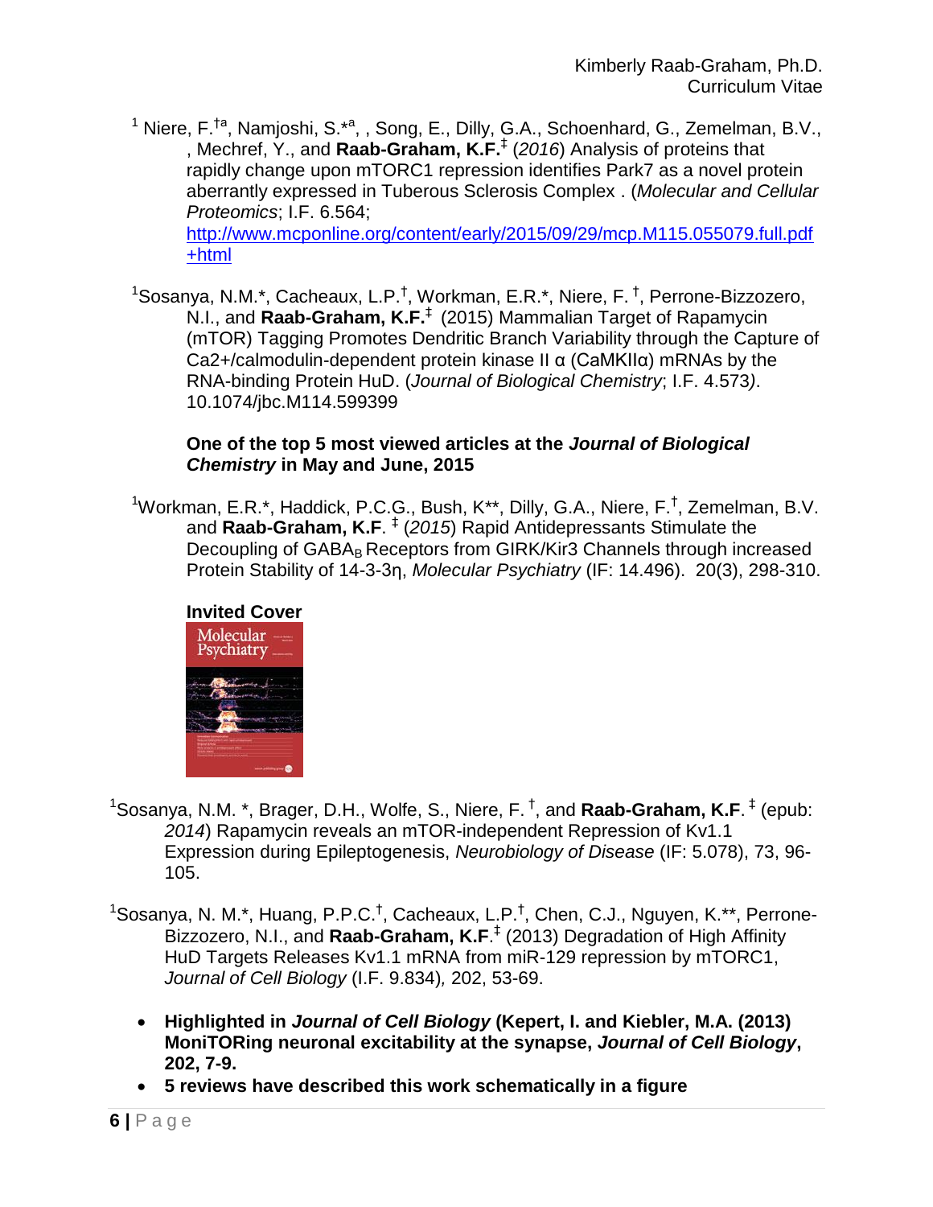[1] Niere, F.[†a], Namjoshi, S.*[a], , Song, E., Dilly, G.A., Schoenhard, G., Zemelman, B.V., , Mechref, Y., and **Raab-Graham, K.F.**[‡] (*2016*) Analysis of proteins that rapidly change upon mTORC1 repression identifies Park7 as a novel protein aberrantly expressed in Tuberous Sclerosis Complex . (*Molecular and Cellular Proteomics*; I.F. 6.564; http://www.mcponline.org/content/early/2015/09/29/mcp.M115.055079.full.pdf+html

[1]Sosanya, N.M.*, Cacheaux, L.P.[†], Workman, E.R.*, Niere, F. [†], Perrone-Bizzozero, N.I., and **Raab-Graham, K.F.**[‡] (2015) Mammalian Target of Rapamycin (mTOR) Tagging Promotes Dendritic Branch Variability through the Capture of Ca2+/calmodulin-dependent protein kinase II α (CaMKIIα) mRNAs by the RNA-binding Protein HuD. (*Journal of Biological Chemistry*; I.F. 4.573). 10.1074/jbc.M114.599399

**One of the top 5 most viewed articles at the *Journal of Biological Chemistry* in May and June, 2015**

[1]Workman, E.R.*, Haddick, P.C.G., Bush, K**, Dilly, G.A., Niere, F.[†], Zemelman, B.V. and **Raab-Graham, K.F**. [‡] (*2015*) Rapid Antidepressants Stimulate the Decoupling of $GABA_B$ Receptors from GIRK/Kir3 Channels through increased Protein Stability of 14-3-3η, *Molecular Psychiatry* (IF: 14.496). 20(3), 298-310.

**Invited Cover**

[1]Sosanya, N.M. *, Brager, D.H., Wolfe, S., Niere, F. [†], and **Raab-Graham, K.F**. [‡] (epub: *2014*) Rapamycin reveals an mTOR-independent Repression of Kv1.1 Expression during Epileptogenesis, *Neurobiology of Disease* (IF: 5.078), 73, 96-105.

[1]Sosanya, N. M.*, Huang, P.P.C.[†], Cacheaux, L.P.[†], Chen, C.J., Nguyen, K.**, Perrone-Bizzozero, N.I., and **Raab-Graham, K.F**.[‡] (2013) Degradation of High Affinity HuD Targets Releases Kv1.1 mRNA from miR-129 repression by mTORC1, *Journal of Cell Biology* (I.F. 9.834)*,* 202, 53-69.

- **Highlighted in *Journal of Cell Biology* (Kepert, I. and Kiebler, M.A. (2013) MoniTORing neuronal excitability at the synapse, *Journal of Cell Biology*, 202, 7-9.**
- **5 reviews have described this work schematically in a figure**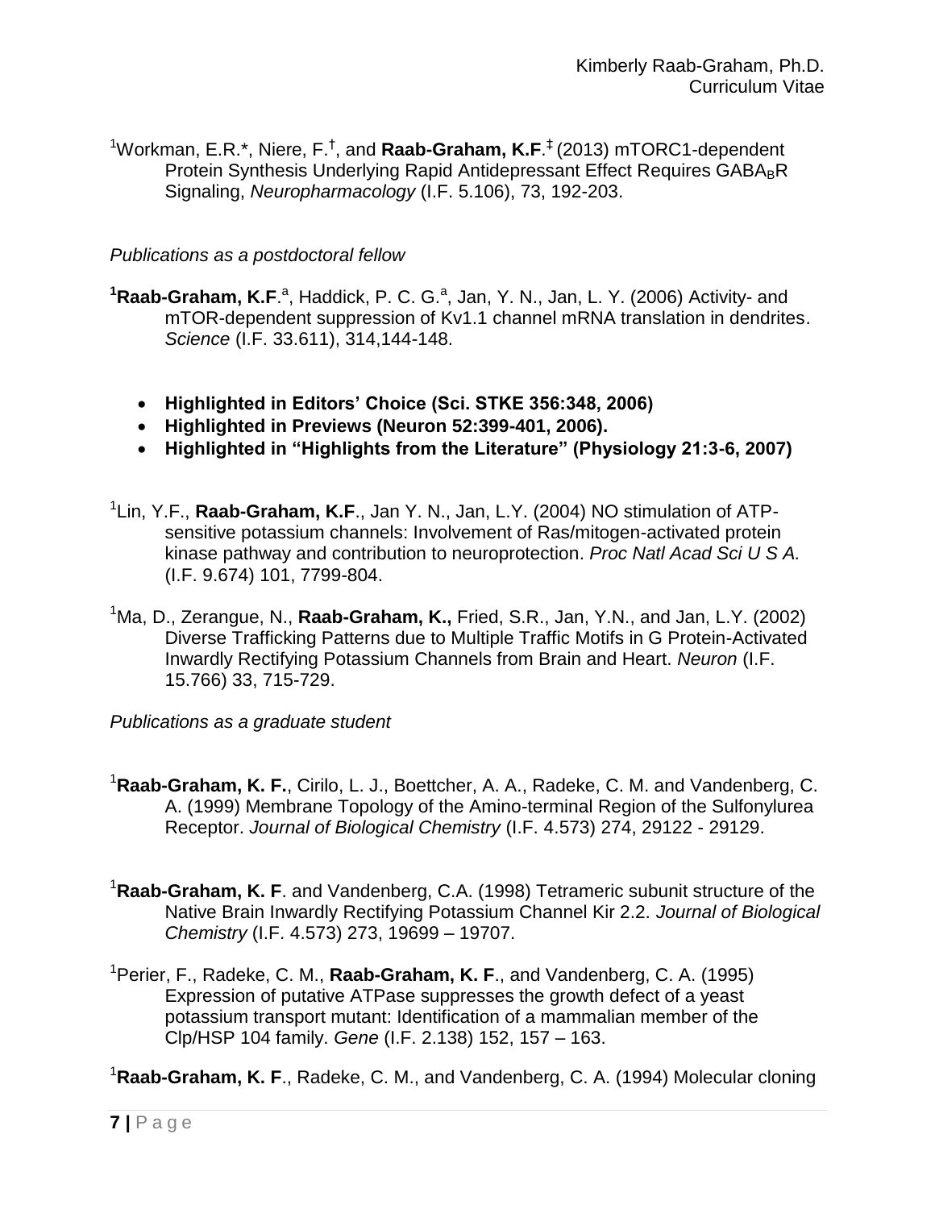[1]Workman, E.R.*, Niere, F.[†], and **Raab-Graham, K.F**.[‡] (2013) mTORC1-dependent Protein Synthesis Underlying Rapid Antidepressant Effect Requires $GABA_BR$ Signaling, *Neuropharmacology* (I.F. 5.106), 73, 192-203.

*Publications as a postdoctoral fellow*

**[1]Raab-Graham, K.F**.[a], Haddick, P. C. G.[a], Jan, Y. N., Jan, L. Y. (2006) Activity- and mTOR-dependent suppression of Kv1.1 channel mRNA translation in dendrites. *Science* (I.F. 33.611), 314,144-148.

- **Highlighted in Editors' Choice (Sci. STKE 356:348, 2006)**
- **Highlighted in Previews (Neuron 52:399-401, 2006).**
- **Highlighted in "Highlights from the Literature" (Physiology 21:3-6, 2007)**

[1]Lin, Y.F., **Raab-Graham, K.F**., Jan Y. N., Jan, L.Y. (2004) NO stimulation of ATP-sensitive potassium channels: Involvement of Ras/mitogen-activated protein kinase pathway and contribution to neuroprotection. *Proc Natl Acad Sci U S A.* (I.F. 9.674) 101, 7799-804.

[1]Ma, D., Zerangue, N., **Raab-Graham, K.,** Fried, S.R., Jan, Y.N., and Jan, L.Y. (2002) Diverse Trafficking Patterns due to Multiple Traffic Motifs in G Protein-Activated Inwardly Rectifying Potassium Channels from Brain and Heart. *Neuron* (I.F. 15.766) 33, 715-729.

*Publications as a graduate student*

[1]**Raab-Graham, K. F.**, Cirilo, L. J., Boettcher, A. A., Radeke, C. M. and Vandenberg, C. A. (1999) Membrane Topology of the Amino-terminal Region of the Sulfonylurea Receptor. *Journal of Biological Chemistry* (I.F. 4.573) 274, 29122 - 29129.

[1]**Raab-Graham, K. F**. and Vandenberg, C.A. (1998) Tetrameric subunit structure of the Native Brain Inwardly Rectifying Potassium Channel Kir 2.2. *Journal of Biological Chemistry* (I.F. 4.573) 273, 19699 – 19707.

[1]Perier, F., Radeke, C. M., **Raab-Graham, K. F**., and Vandenberg, C. A. (1995) Expression of putative ATPase suppresses the growth defect of a yeast potassium transport mutant: Identification of a mammalian member of the Clp/HSP 104 family. *Gene* (I.F. 2.138) 152, 157 – 163.

[1]**Raab-Graham, K. F**., Radeke, C. M., and Vandenberg, C. A. (1994) Molecular cloning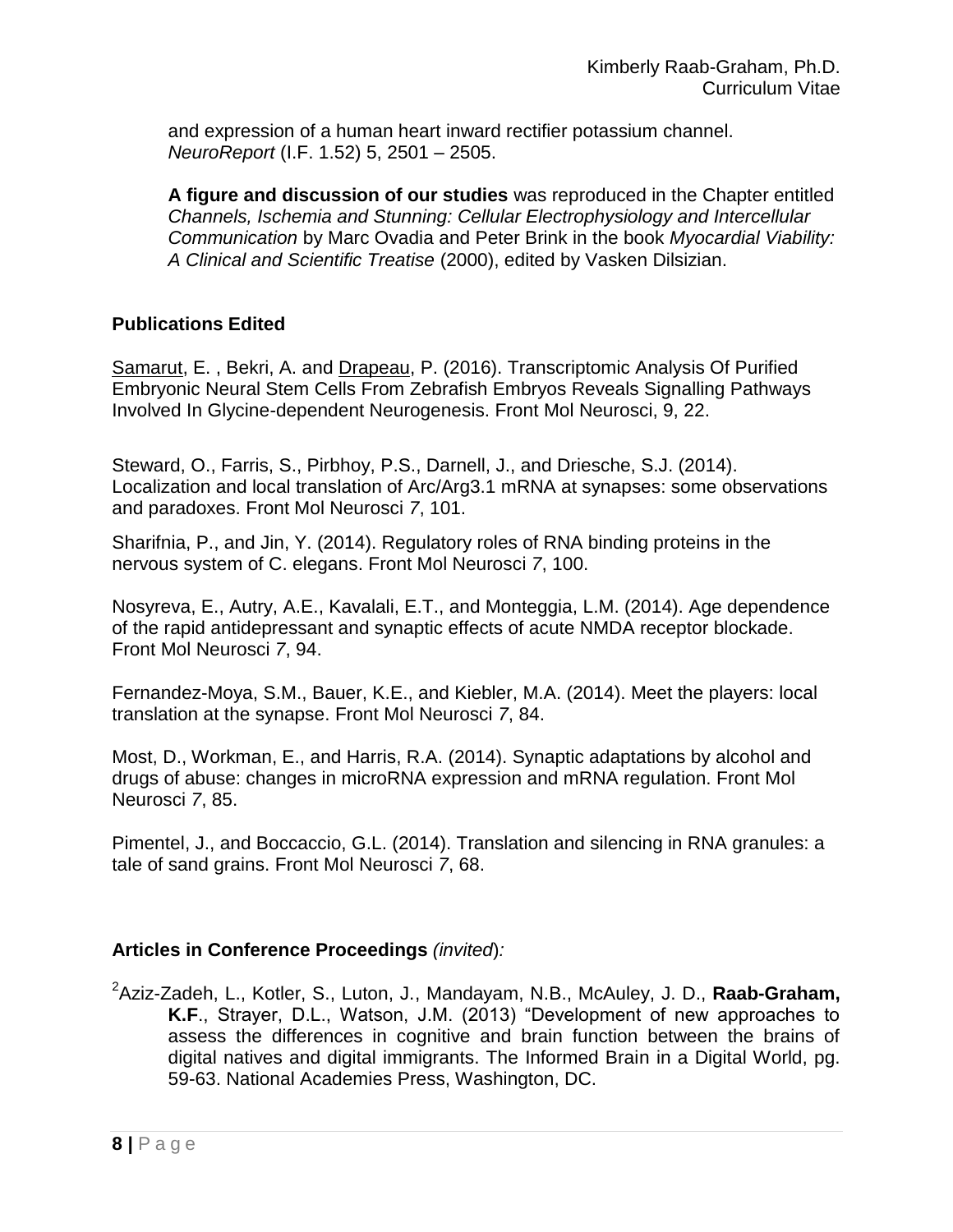and expression of a human heart inward rectifier potassium channel. *NeuroReport* (I.F. 1.52) 5, 2501 – 2505.

**A figure and discussion of our studies** was reproduced in the Chapter entitled *Channels, Ischemia and Stunning: Cellular Electrophysiology and Intercellular Communication* by Marc Ovadia and Peter Brink in the book *Myocardial Viability: A Clinical and Scientific Treatise* (2000), edited by Vasken Dilsizian.

### Publications Edited

<u>Samarut</u>, E. , Bekri, A. and <u>Drapeau</u>, P. (2016). Transcriptomic Analysis Of Purified Embryonic Neural Stem Cells From Zebrafish Embryos Reveals Signalling Pathways Involved In Glycine-dependent Neurogenesis. Front Mol Neurosci, 9, 22.

Steward, O., Farris, S., Pirbhoy, P.S., Darnell, J., and Driesche, S.J. (2014). Localization and local translation of Arc/Arg3.1 mRNA at synapses: some observations and paradoxes. Front Mol Neurosci *7*, 101.

Sharifnia, P., and Jin, Y. (2014). Regulatory roles of RNA binding proteins in the nervous system of C. elegans. Front Mol Neurosci *7*, 100.

Nosyreva, E., Autry, A.E., Kavalali, E.T., and Monteggia, L.M. (2014). Age dependence of the rapid antidepressant and synaptic effects of acute NMDA receptor blockade. Front Mol Neurosci *7*, 94.

Fernandez-Moya, S.M., Bauer, K.E., and Kiebler, M.A. (2014). Meet the players: local translation at the synapse. Front Mol Neurosci *7*, 84.

Most, D., Workman, E., and Harris, R.A. (2014). Synaptic adaptations by alcohol and drugs of abuse: changes in microRNA expression and mRNA regulation. Front Mol Neurosci *7*, 85.

Pimentel, J., and Boccaccio, G.L. (2014). Translation and silencing in RNA granules: a tale of sand grains. Front Mol Neurosci *7*, 68.

### Articles in Conference Proceedings *(invited):*

[2]Aziz-Zadeh, L., Kotler, S., Luton, J., Mandayam, N.B., McAuley, J. D., **Raab-Graham, K.F**., Strayer, D.L., Watson, J.M. (2013) "Development of new approaches to assess the differences in cognitive and brain function between the brains of digital natives and digital immigrants. The Informed Brain in a Digital World, pg. 59-63. National Academies Press, Washington, DC.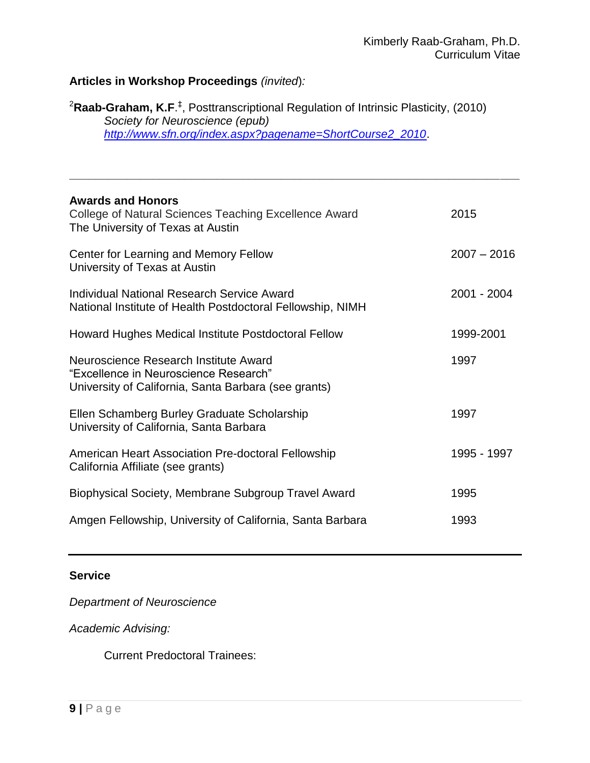**Articles in Workshop Proceedings** *(invited):*

[2]**Raab-Graham, K.F**.[‡], Posttranscriptional Regulation of Intrinsic Plasticity, (2010)
*Society for Neuroscience (epub)*
*http://www.sfn.org/index.aspx?pagename=ShortCourse2_2010*.

---

**Awards and Honors**

| | |
|---|---|
| College of Natural Sciences Teaching Excellence Award<br>The University of Texas at Austin | 2015 |
| Center for Learning and Memory Fellow<br>University of Texas at Austin | 2007 – 2016 |
| Individual National Research Service Award<br>National Institute of Health Postdoctoral Fellowship, NIMH | 2001 - 2004 |
| Howard Hughes Medical Institute Postdoctoral Fellow | 1999-2001 |
| Neuroscience Research Institute Award<br>"Excellence in Neuroscience Research"<br>University of California, Santa Barbara (see grants) | 1997 |
| Ellen Schamberg Burley Graduate Scholarship<br>University of California, Santa Barbara | 1997 |
| American Heart Association Pre-doctoral Fellowship<br>California Affiliate (see grants) | 1995 - 1997 |
| Biophysical Society, Membrane Subgroup Travel Award | 1995 |
| Amgen Fellowship, University of California, Santa Barbara | 1993 |

---

**Service**

*Department of Neuroscience*

*Academic Advising:*

Current Predoctoral Trainees: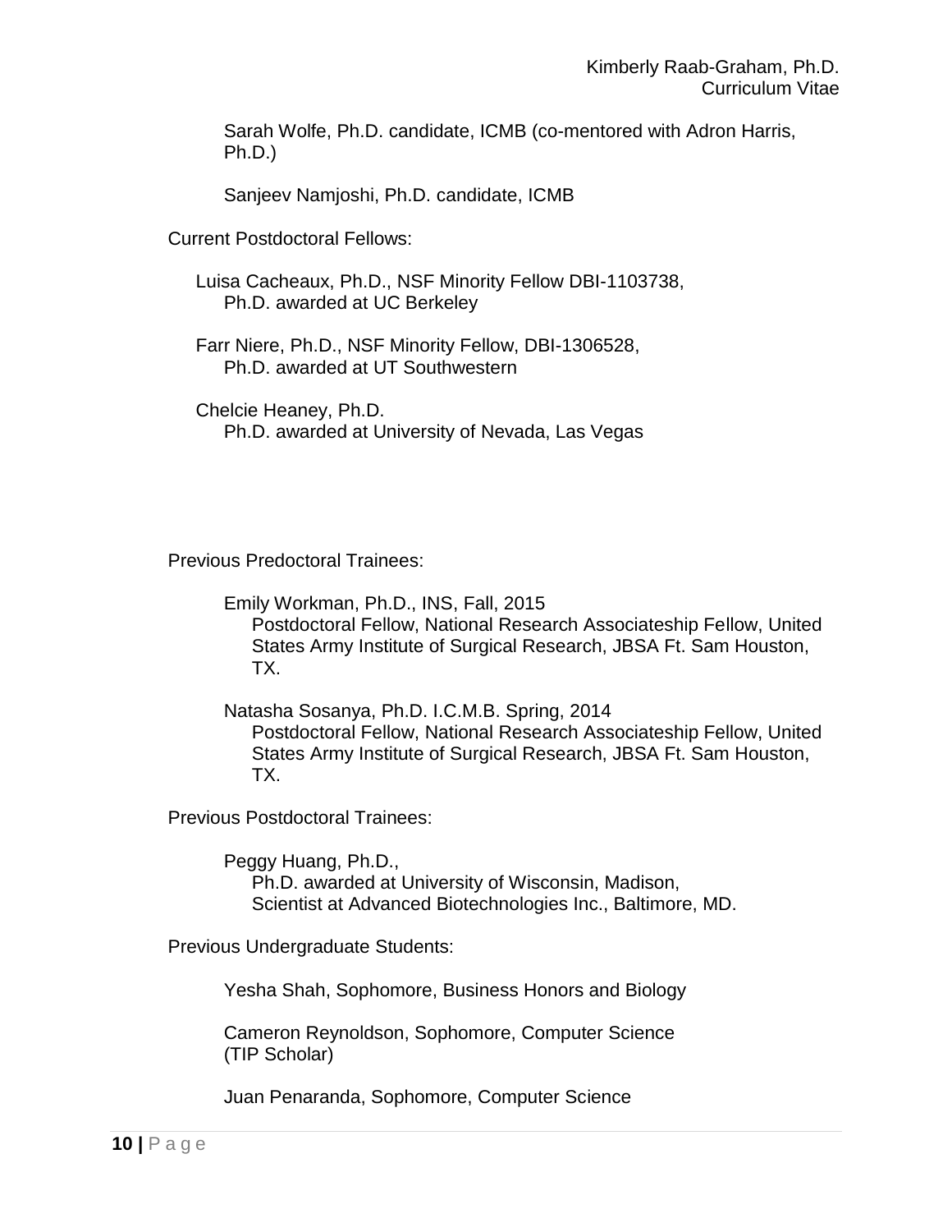Sarah Wolfe, Ph.D. candidate, ICMB (co-mentored with Adron Harris, Ph.D.)

Sanjeev Namjoshi, Ph.D. candidate, ICMB

Current Postdoctoral Fellows:

Luisa Cacheaux, Ph.D., NSF Minority Fellow DBI-1103738,
Ph.D. awarded at UC Berkeley

Farr Niere, Ph.D., NSF Minority Fellow, DBI-1306528,
Ph.D. awarded at UT Southwestern

Chelcie Heaney, Ph.D.
Ph.D. awarded at University of Nevada, Las Vegas

Previous Predoctoral Trainees:

Emily Workman, Ph.D., INS, Fall, 2015
Postdoctoral Fellow, National Research Associateship Fellow, United States Army Institute of Surgical Research, JBSA Ft. Sam Houston, TX.

Natasha Sosanya, Ph.D. I.C.M.B. Spring, 2014
Postdoctoral Fellow, National Research Associateship Fellow, United States Army Institute of Surgical Research, JBSA Ft. Sam Houston, TX.

Previous Postdoctoral Trainees:

Peggy Huang, Ph.D.,
Ph.D. awarded at University of Wisconsin, Madison,
Scientist at Advanced Biotechnologies Inc., Baltimore, MD.

Previous Undergraduate Students:

Yesha Shah, Sophomore, Business Honors and Biology

Cameron Reynoldson, Sophomore, Computer Science
(TIP Scholar)

Juan Penaranda, Sophomore, Computer Science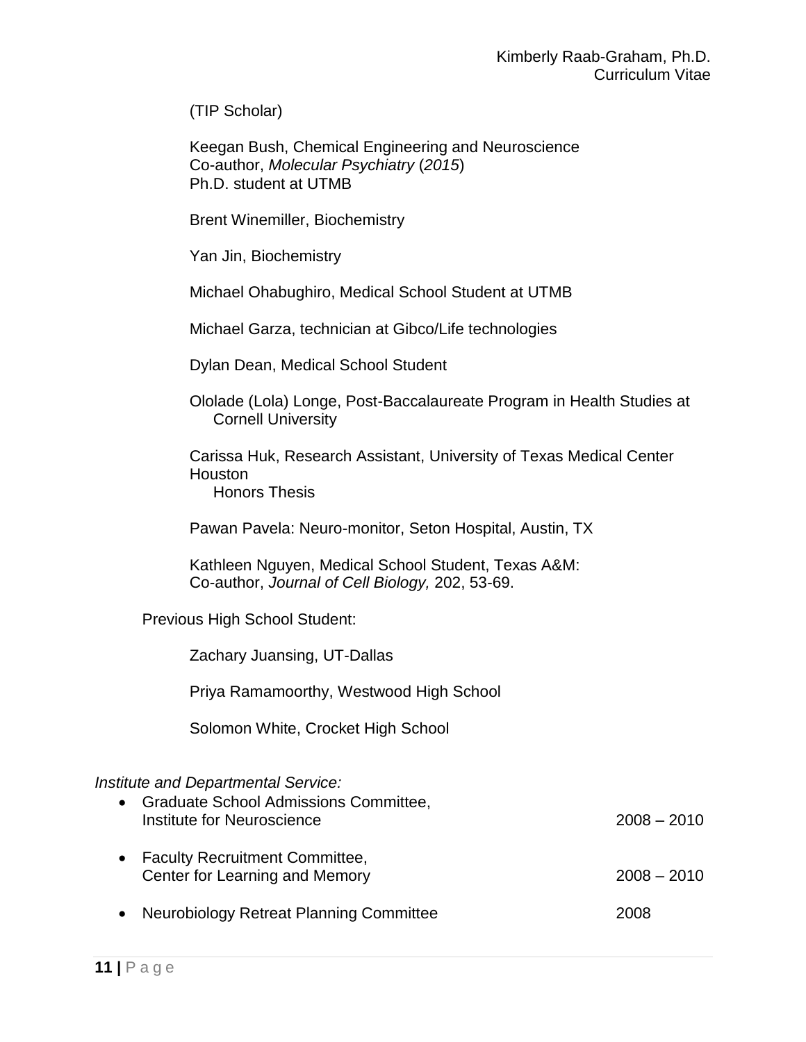(TIP Scholar)

Keegan Bush, Chemical Engineering and Neuroscience
Co-author, *Molecular Psychiatry* (*2015*)
Ph.D. student at UTMB

Brent Winemiller, Biochemistry

Yan Jin, Biochemistry

Michael Ohabughiro, Medical School Student at UTMB

Michael Garza, technician at Gibco/Life technologies

Dylan Dean, Medical School Student

Ololade (Lola) Longe, Post-Baccalaureate Program in Health Studies at Cornell University

Carissa Huk, Research Assistant, University of Texas Medical Center Houston
Honors Thesis

Pawan Pavela: Neuro-monitor, Seton Hospital, Austin, TX

Kathleen Nguyen, Medical School Student, Texas A&M:
Co-author, *Journal of Cell Biology,* 202, 53-69.

Previous High School Student:

Zachary Juansing, UT-Dallas

Priya Ramamoorthy, Westwood High School

Solomon White, Crocket High School

*Institute and Departmental Service:*

- Graduate School Admissions Committee, Institute for Neuroscience — 2008 – 2010
- Faculty Recruitment Committee, Center for Learning and Memory — 2008 – 2010
- Neurobiology Retreat Planning Committee — 2008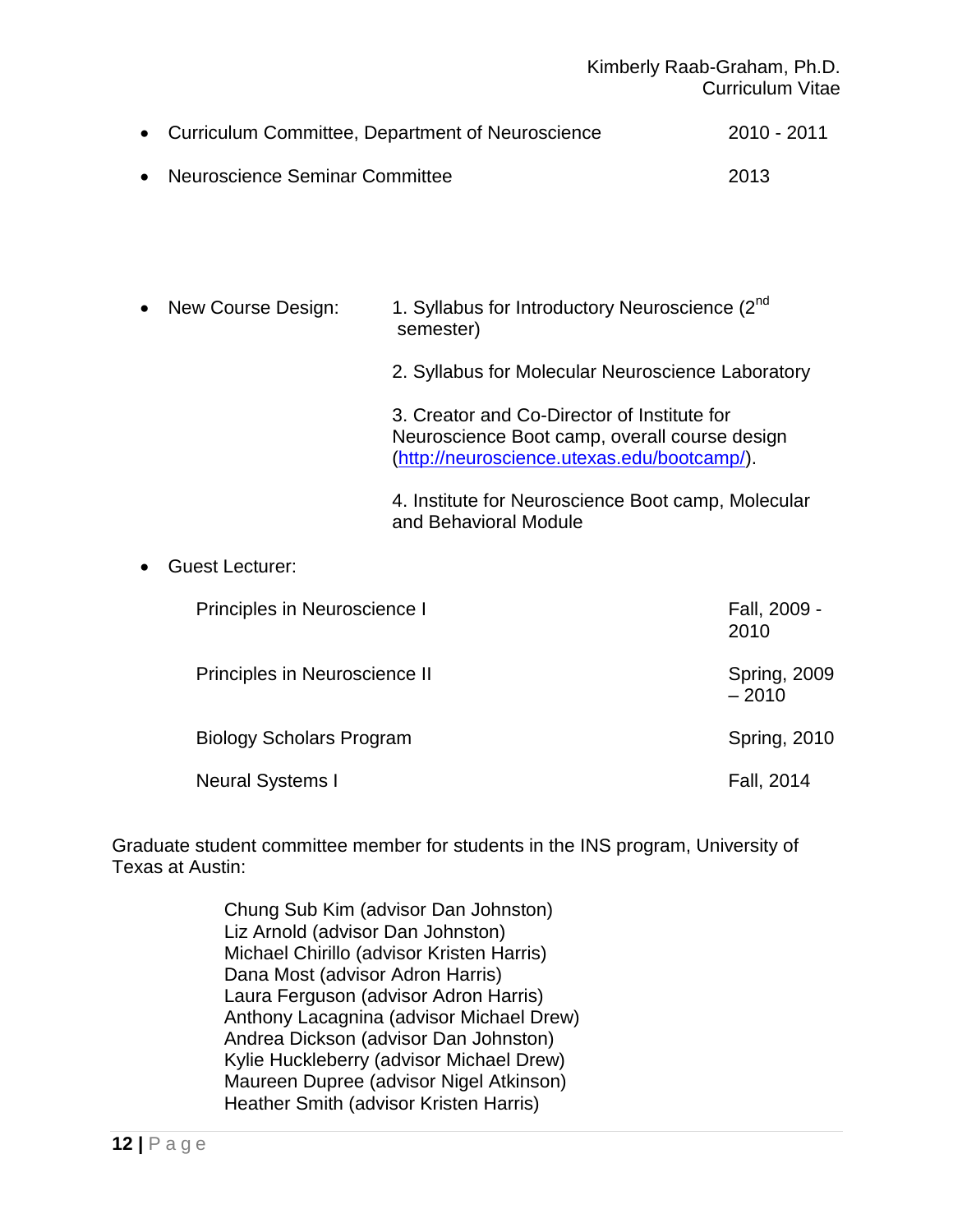- Curriculum Committee, Department of Neuroscience — 2010 - 2011
- Neuroscience Seminar Committee — 2013

- New Course Design:
  1. Syllabus for Introductory Neuroscience (2nd semester)
  2. Syllabus for Molecular Neuroscience Laboratory
  3. Creator and Co-Director of Institute for Neuroscience Boot camp, overall course design (http://neuroscience.utexas.edu/bootcamp/).
  4. Institute for Neuroscience Boot camp, Molecular and Behavioral Module

- Guest Lecturer:

| | |
|---|---|
| Principles in Neuroscience I | Fall, 2009 - 2010 |
| Principles in Neuroscience II | Spring, 2009 – 2010 |
| Biology Scholars Program | Spring, 2010 |
| Neural Systems I | Fall, 2014 |

Graduate student committee member for students in the INS program, University of Texas at Austin:

Chung Sub Kim (advisor Dan Johnston)
Liz Arnold (advisor Dan Johnston)
Michael Chirillo (advisor Kristen Harris)
Dana Most (advisor Adron Harris)
Laura Ferguson (advisor Adron Harris)
Anthony Lacagnina (advisor Michael Drew)
Andrea Dickson (advisor Dan Johnston)
Kylie Huckleberry (advisor Michael Drew)
Maureen Dupree (advisor Nigel Atkinson)
Heather Smith (advisor Kristen Harris)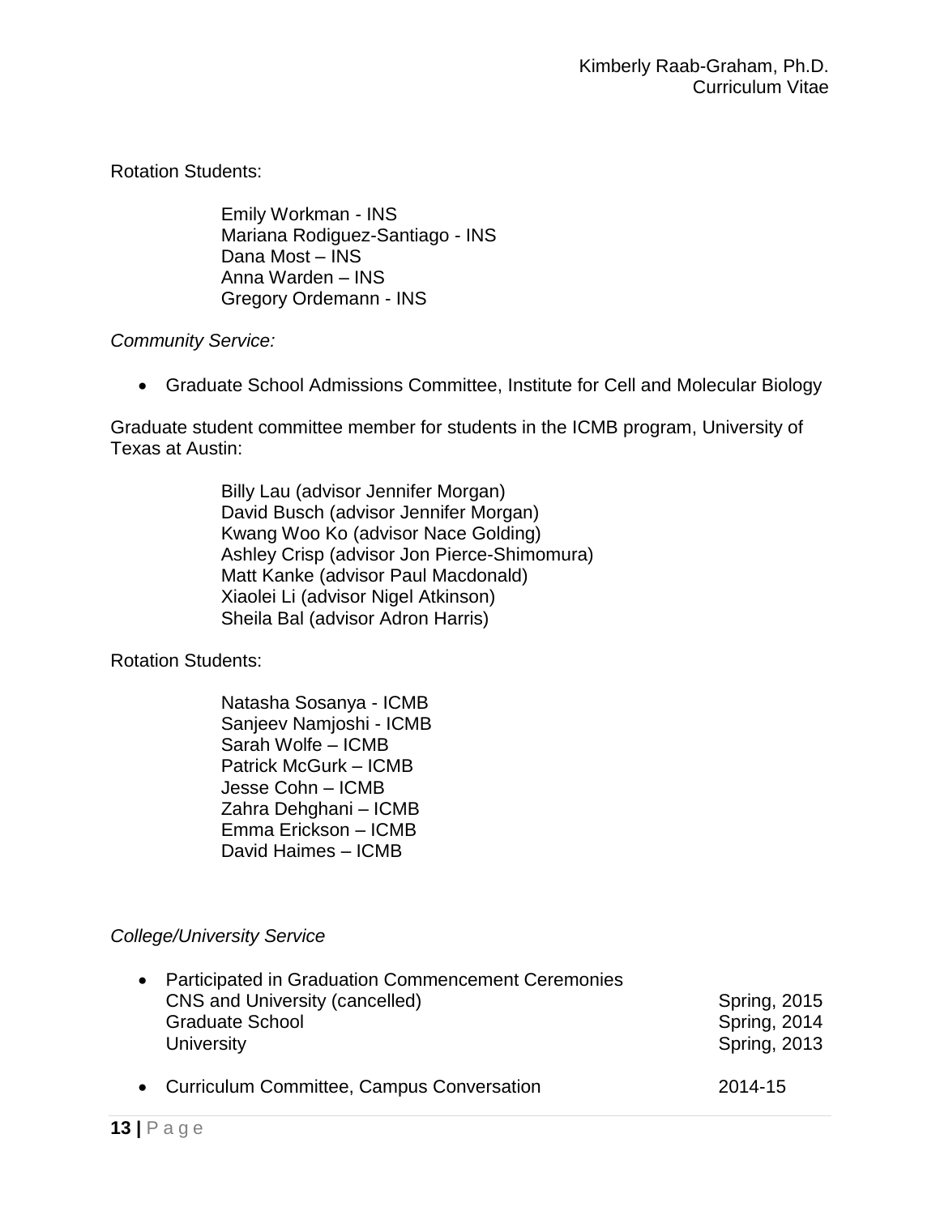Rotation Students:

Emily Workman - INS
Mariana Rodiguez-Santiago - INS
Dana Most – INS
Anna Warden – INS
Gregory Ordemann - INS

*Community Service:*

- Graduate School Admissions Committee, Institute for Cell and Molecular Biology

Graduate student committee member for students in the ICMB program, University of Texas at Austin:

Billy Lau (advisor Jennifer Morgan)
David Busch (advisor Jennifer Morgan)
Kwang Woo Ko (advisor Nace Golding)
Ashley Crisp (advisor Jon Pierce-Shimomura)
Matt Kanke (advisor Paul Macdonald)
Xiaolei Li (advisor Nigel Atkinson)
Sheila Bal (advisor Adron Harris)

Rotation Students:

Natasha Sosanya - ICMB
Sanjeev Namjoshi - ICMB
Sarah Wolfe – ICMB
Patrick McGurk – ICMB
Jesse Cohn – ICMB
Zahra Dehghani – ICMB
Emma Erickson – ICMB
David Haimes – ICMB

*College/University Service*

- Participated in Graduation Commencement Ceremonies
  CNS and University (cancelled) Spring, 2015
  Graduate School Spring, 2014
  University Spring, 2013

- Curriculum Committee, Campus Conversation 2014-15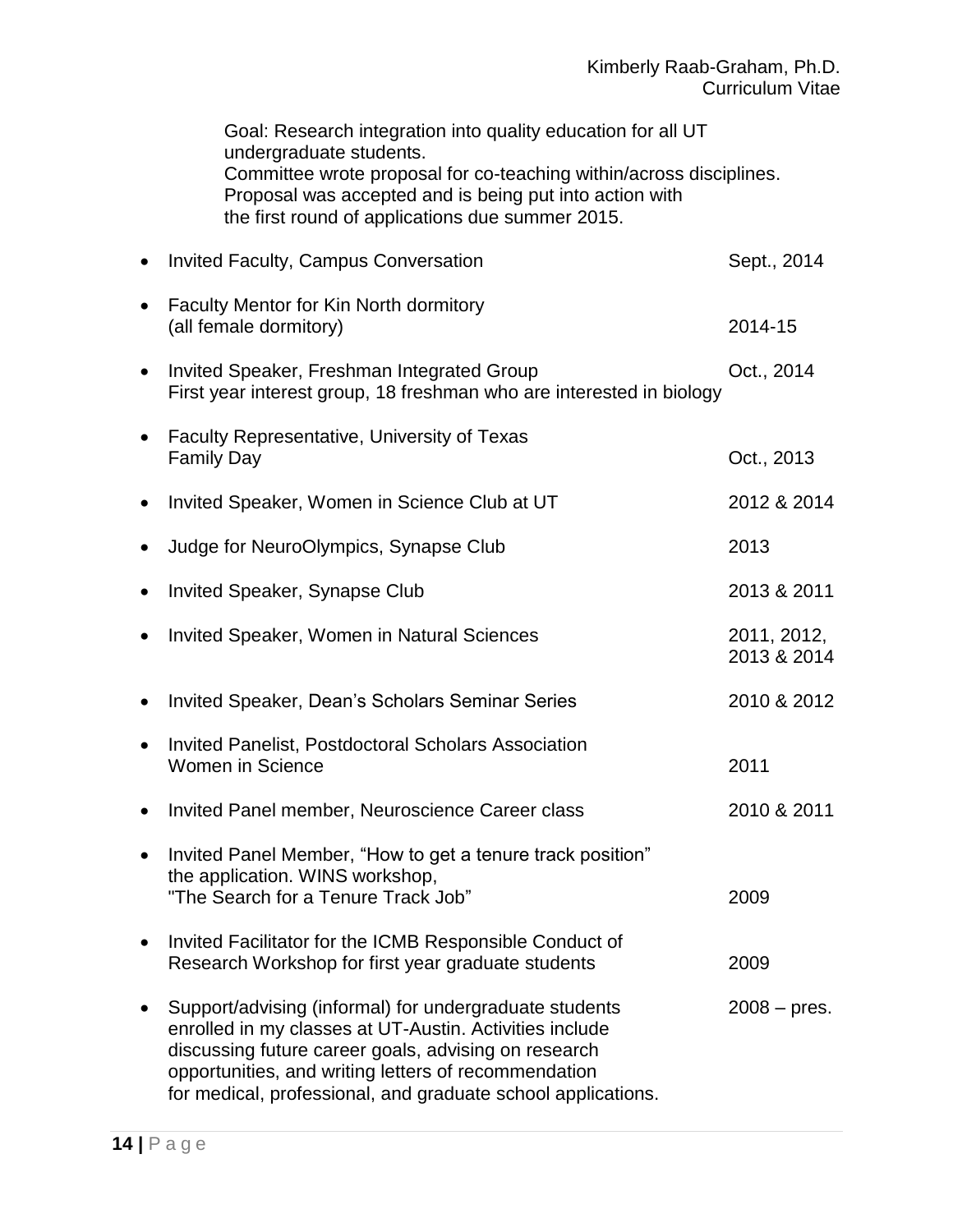Goal: Research integration into quality education for all UT undergraduate students.
Committee wrote proposal for co-teaching within/across disciplines.
Proposal was accepted and is being put into action with the first round of applications due summer 2015.

- Invited Faculty, Campus Conversation — Sept., 2014
- Faculty Mentor for Kin North dormitory (all female dormitory) — 2014-15
- Invited Speaker, Freshman Integrated Group — Oct., 2014
  First year interest group, 18 freshman who are interested in biology
- Faculty Representative, University of Texas Family Day — Oct., 2013
- Invited Speaker, Women in Science Club at UT — 2012 & 2014
- Judge for NeuroOlympics, Synapse Club — 2013
- Invited Speaker, Synapse Club — 2013 & 2011
- Invited Speaker, Women in Natural Sciences — 2011, 2012, 2013 & 2014
- Invited Speaker, Dean's Scholars Seminar Series — 2010 & 2012
- Invited Panelist, Postdoctoral Scholars Association Women in Science — 2011
- Invited Panel member, Neuroscience Career class — 2010 & 2011
- Invited Panel Member, "How to get a tenure track position" the application. WINS workshop, "The Search for a Tenure Track Job" — 2009
- Invited Facilitator for the ICMB Responsible Conduct of Research Workshop for first year graduate students — 2009
- Support/advising (informal) for undergraduate students enrolled in my classes at UT-Austin. Activities include discussing future career goals, advising on research opportunities, and writing letters of recommendation for medical, professional, and graduate school applications. — 2008 – pres.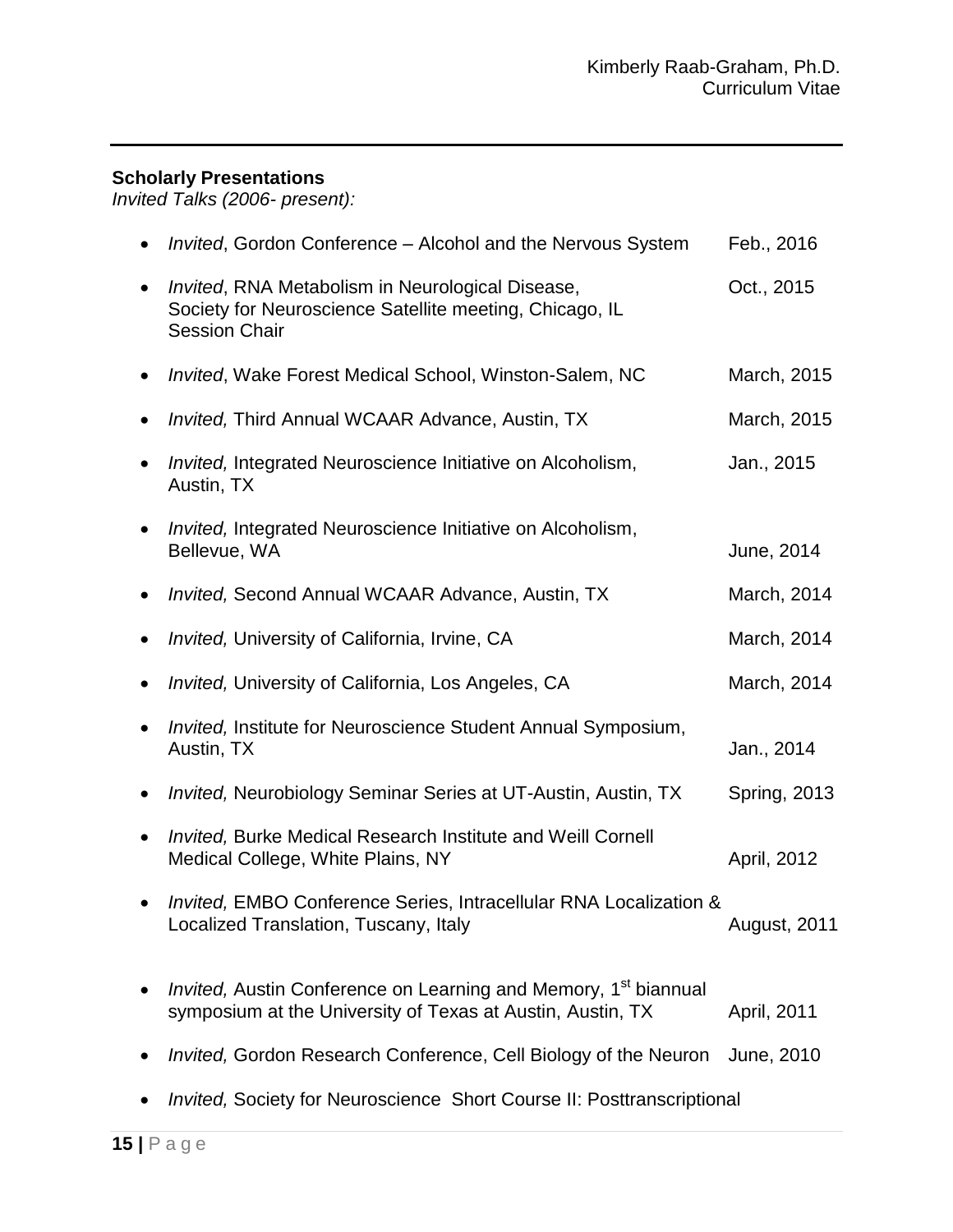## Scholarly Presentations

*Invited Talks (2006- present):*

- *Invited*, Gordon Conference – Alcohol and the Nervous System — Feb., 2016
- *Invited*, RNA Metabolism in Neurological Disease, Society for Neuroscience Satellite meeting, Chicago, IL Session Chair — Oct., 2015
- *Invited*, Wake Forest Medical School, Winston-Salem, NC — March, 2015
- *Invited,* Third Annual WCAAR Advance, Austin, TX — March, 2015
- *Invited,* Integrated Neuroscience Initiative on Alcoholism, Austin, TX — Jan., 2015
- *Invited,* Integrated Neuroscience Initiative on Alcoholism, Bellevue, WA — June, 2014
- *Invited,* Second Annual WCAAR Advance, Austin, TX — March, 2014
- *Invited,* University of California, Irvine, CA — March, 2014
- *Invited,* University of California, Los Angeles, CA — March, 2014
- *Invited,* Institute for Neuroscience Student Annual Symposium, Austin, TX — Jan., 2014
- *Invited,* Neurobiology Seminar Series at UT-Austin, Austin, TX — Spring, 2013
- *Invited,* Burke Medical Research Institute and Weill Cornell Medical College, White Plains, NY — April, 2012
- *Invited,* EMBO Conference Series, Intracellular RNA Localization & Localized Translation, Tuscany, Italy — August, 2011
- *Invited,* Austin Conference on Learning and Memory, 1st biannual symposium at the University of Texas at Austin, Austin, TX — April, 2011
- *Invited,* Gordon Research Conference, Cell Biology of the Neuron — June, 2010
- *Invited,* Society for Neuroscience Short Course II: Posttranscriptional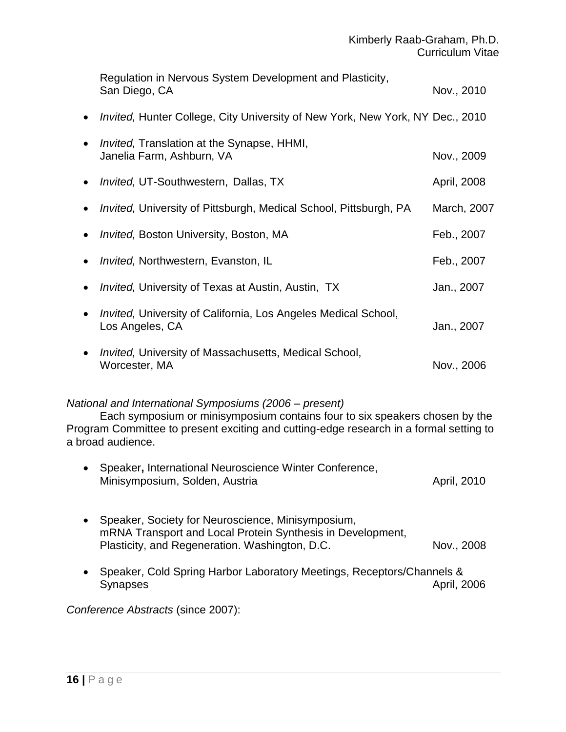Regulation in Nervous System Development and Plasticity, San Diego, CA Nov., 2010

- *Invited,* Hunter College, City University of New York, New York, NY Dec., 2010
- *Invited,* Translation at the Synapse, HHMI, Janelia Farm, Ashburn, VA Nov., 2009
- *Invited,* UT-Southwestern, Dallas, TX April, 2008
- *Invited,* University of Pittsburgh, Medical School, Pittsburgh, PA March, 2007
- *Invited,* Boston University, Boston, MA Feb., 2007
- *Invited,* Northwestern, Evanston, IL Feb., 2007
- *Invited,* University of Texas at Austin, Austin, TX Jan., 2007
- *Invited,* University of California, Los Angeles Medical School, Los Angeles, CA Jan., 2007
- *Invited,* University of Massachusetts, Medical School, Worcester, MA Nov., 2006

*National and International Symposiums (2006 – present)*

Each symposium or minisymposium contains four to six speakers chosen by the Program Committee to present exciting and cutting-edge research in a formal setting to a broad audience.

- Speaker**,** International Neuroscience Winter Conference, Minisymposium, Solden, Austria April, 2010
- Speaker, Society for Neuroscience, Minisymposium, mRNA Transport and Local Protein Synthesis in Development, Plasticity, and Regeneration. Washington, D.C. Nov., 2008
- Speaker, Cold Spring Harbor Laboratory Meetings, Receptors/Channels & Synapses April, 2006

*Conference Abstracts* (since 2007):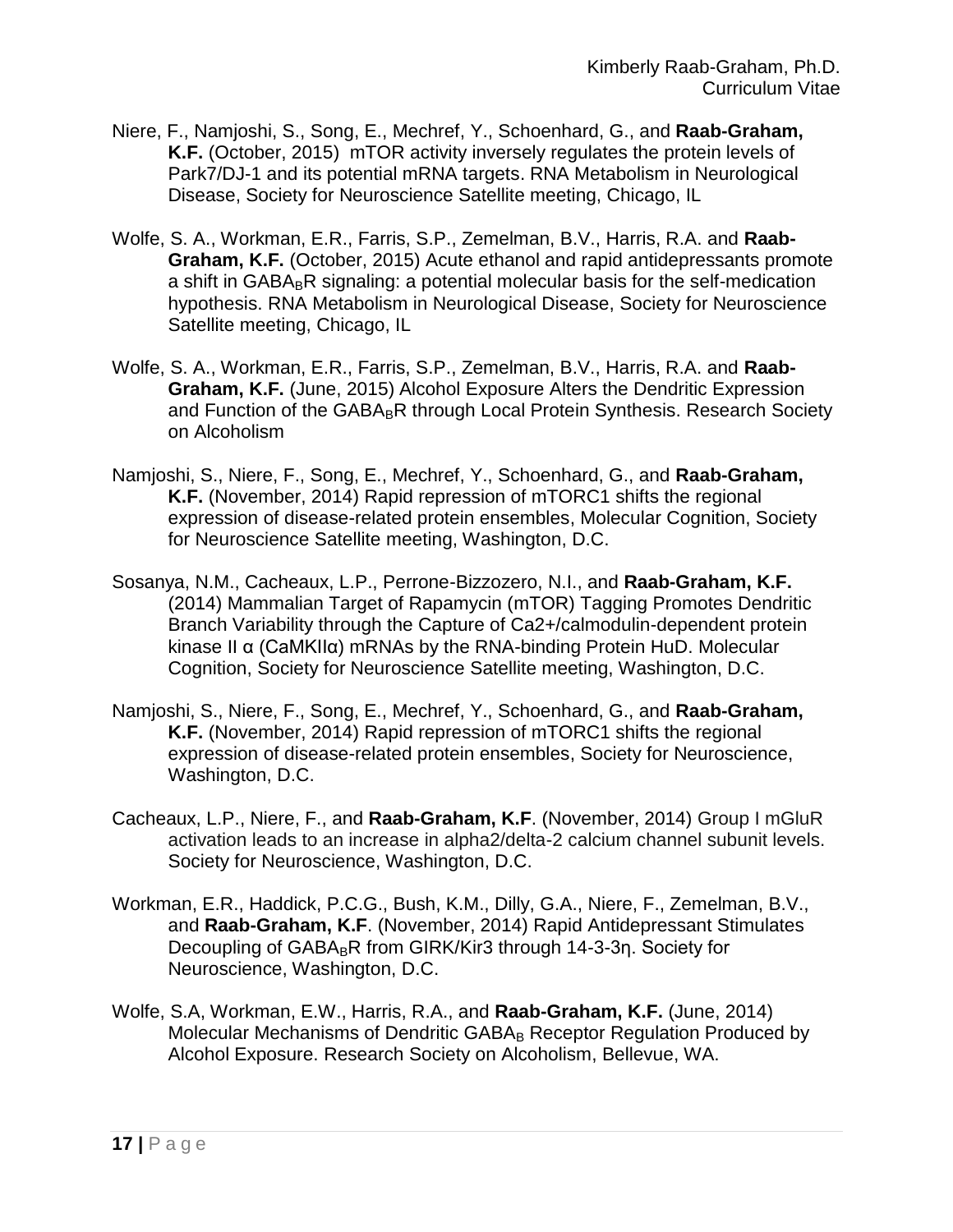Niere, F., Namjoshi, S., Song, E., Mechref, Y., Schoenhard, G., and **Raab-Graham, K.F.** (October, 2015) mTOR activity inversely regulates the protein levels of Park7/DJ-1 and its potential mRNA targets. RNA Metabolism in Neurological Disease, Society for Neuroscience Satellite meeting, Chicago, IL

Wolfe, S. A., Workman, E.R., Farris, S.P., Zemelman, B.V., Harris, R.A. and **Raab-Graham, K.F.** (October, 2015) Acute ethanol and rapid antidepressants promote a shift in $GABA_BR$ signaling: a potential molecular basis for the self-medication hypothesis. RNA Metabolism in Neurological Disease, Society for Neuroscience Satellite meeting, Chicago, IL

Wolfe, S. A., Workman, E.R., Farris, S.P., Zemelman, B.V., Harris, R.A. and **Raab-Graham, K.F.** (June, 2015) Alcohol Exposure Alters the Dendritic Expression and Function of the $GABA_BR$ through Local Protein Synthesis. Research Society on Alcoholism

Namjoshi, S., Niere, F., Song, E., Mechref, Y., Schoenhard, G., and **Raab-Graham, K.F.** (November, 2014) Rapid repression of mTORC1 shifts the regional expression of disease-related protein ensembles, Molecular Cognition, Society for Neuroscience Satellite meeting, Washington, D.C.

Sosanya, N.M., Cacheaux, L.P., Perrone-Bizzozero, N.I., and **Raab-Graham, K.F.** (2014) Mammalian Target of Rapamycin (mTOR) Tagging Promotes Dendritic Branch Variability through the Capture of Ca2+/calmodulin-dependent protein kinase II α (CaMKIIα) mRNAs by the RNA-binding Protein HuD. Molecular Cognition, Society for Neuroscience Satellite meeting, Washington, D.C.

Namjoshi, S., Niere, F., Song, E., Mechref, Y., Schoenhard, G., and **Raab-Graham, K.F.** (November, 2014) Rapid repression of mTORC1 shifts the regional expression of disease-related protein ensembles, Society for Neuroscience, Washington, D.C.

Cacheaux, L.P., Niere, F., and **Raab-Graham, K.F**. (November, 2014) Group I mGluR activation leads to an increase in alpha2/delta-2 calcium channel subunit levels. Society for Neuroscience, Washington, D.C.

Workman, E.R., Haddick, P.C.G., Bush, K.M., Dilly, G.A., Niere, F., Zemelman, B.V., and **Raab-Graham, K.F**. (November, 2014) Rapid Antidepressant Stimulates Decoupling of $GABA_BR$ from GIRK/Kir3 through 14-3-3η. Society for Neuroscience, Washington, D.C.

Wolfe, S.A, Workman, E.W., Harris, R.A., and **Raab-Graham, K.F.** (June, 2014) Molecular Mechanisms of Dendritic $GABA_B$ Receptor Regulation Produced by Alcohol Exposure. Research Society on Alcoholism, Bellevue, WA.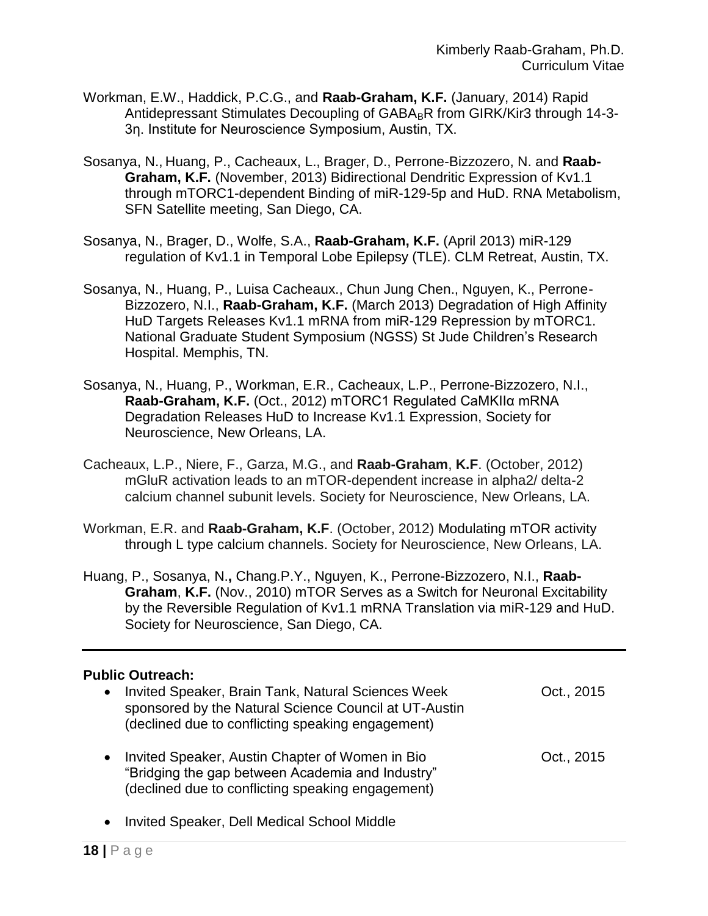Workman, E.W., Haddick, P.C.G., and **Raab-Graham, K.F.** (January, 2014) Rapid Antidepressant Stimulates Decoupling of $GABA_B$R from GIRK/Kir3 through 14-3-3η. Institute for Neuroscience Symposium, Austin, TX.

Sosanya, N., Huang, P., Cacheaux, L., Brager, D., Perrone-Bizzozero, N. and **Raab-Graham, K.F.** (November, 2013) Bidirectional Dendritic Expression of Kv1.1 through mTORC1-dependent Binding of miR-129-5p and HuD. RNA Metabolism, SFN Satellite meeting, San Diego, CA.

Sosanya, N., Brager, D., Wolfe, S.A., **Raab-Graham, K.F.** (April 2013) miR-129 regulation of Kv1.1 in Temporal Lobe Epilepsy (TLE). CLM Retreat, Austin, TX.

Sosanya, N., Huang, P., Luisa Cacheaux., Chun Jung Chen., Nguyen, K., Perrone-Bizzozero, N.I., **Raab-Graham, K.F.** (March 2013) Degradation of High Affinity HuD Targets Releases Kv1.1 mRNA from miR-129 Repression by mTORC1. National Graduate Student Symposium (NGSS) St Jude Children's Research Hospital. Memphis, TN.

Sosanya, N., Huang, P., Workman, E.R., Cacheaux, L.P., Perrone-Bizzozero, N.I., **Raab-Graham, K.F.** (Oct., 2012) mTORC1 Regulated CaMKIIα mRNA Degradation Releases HuD to Increase Kv1.1 Expression, Society for Neuroscience, New Orleans, LA.

Cacheaux, L.P., Niere, F., Garza, M.G., and **Raab-Graham**, **K.F**. (October, 2012) mGluR activation leads to an mTOR-dependent increase in alpha2/ delta-2 calcium channel subunit levels. Society for Neuroscience, New Orleans, LA.

Workman, E.R. and **Raab-Graham, K.F**. (October, 2012) Modulating mTOR activity through L type calcium channels. Society for Neuroscience, New Orleans, LA.

Huang, P., Sosanya, N**.,** Chang.P.Y., Nguyen, K., Perrone-Bizzozero, N.I., **Raab-Graham**, **K.F.** (Nov., 2010) mTOR Serves as a Switch for Neuronal Excitability by the Reversible Regulation of Kv1.1 mRNA Translation via miR-129 and HuD. Society for Neuroscience, San Diego, CA.

---

**Public Outreach:**

- Invited Speaker, Brain Tank, Natural Sciences Week sponsored by the Natural Science Council at UT-Austin (declined due to conflicting speaking engagement) — Oct., 2015

- Invited Speaker, Austin Chapter of Women in Bio "Bridging the gap between Academia and Industry" (declined due to conflicting speaking engagement) — Oct., 2015

- Invited Speaker, Dell Medical School Middle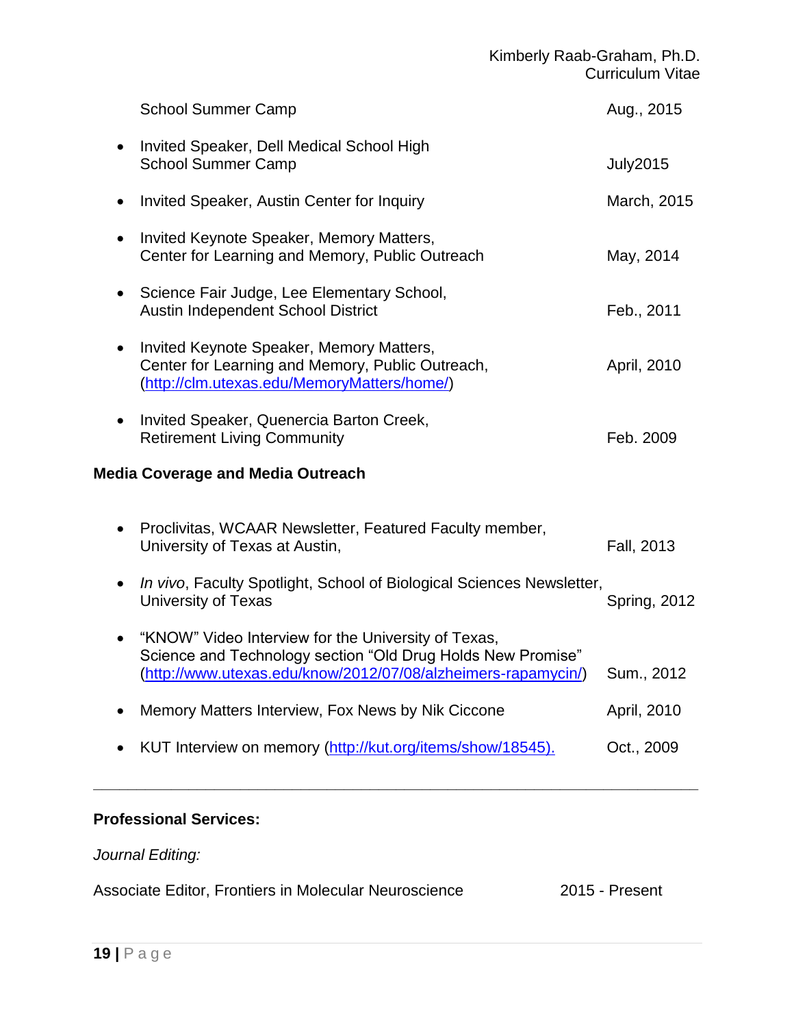School Summer Camp Aug., 2015

- Invited Speaker, Dell Medical School High School Summer Camp July2015
- Invited Speaker, Austin Center for Inquiry March, 2015
- Invited Keynote Speaker, Memory Matters, Center for Learning and Memory, Public Outreach May, 2014
- Science Fair Judge, Lee Elementary School, Austin Independent School District Feb., 2011
- Invited Keynote Speaker, Memory Matters, Center for Learning and Memory, Public Outreach, (http://clm.utexas.edu/MemoryMatters/home/) April, 2010
- Invited Speaker, Quenercia Barton Creek, Retirement Living Community Feb. 2009

**Media Coverage and Media Outreach**

- Proclivitas, WCAAR Newsletter, Featured Faculty member, University of Texas at Austin, Fall, 2013
- *In vivo*, Faculty Spotlight, School of Biological Sciences Newsletter, University of Texas Spring, 2012
- "KNOW" Video Interview for the University of Texas, Science and Technology section "Old Drug Holds New Promise" (http://www.utexas.edu/know/2012/07/08/alzheimers-rapamycin/) Sum., 2012
- Memory Matters Interview, Fox News by Nik Ciccone April, 2010
- KUT Interview on memory (http://kut.org/items/show/18545). Oct., 2009

---

**Professional Services:**

*Journal Editing:*

Associate Editor, Frontiers in Molecular Neuroscience 2015 - Present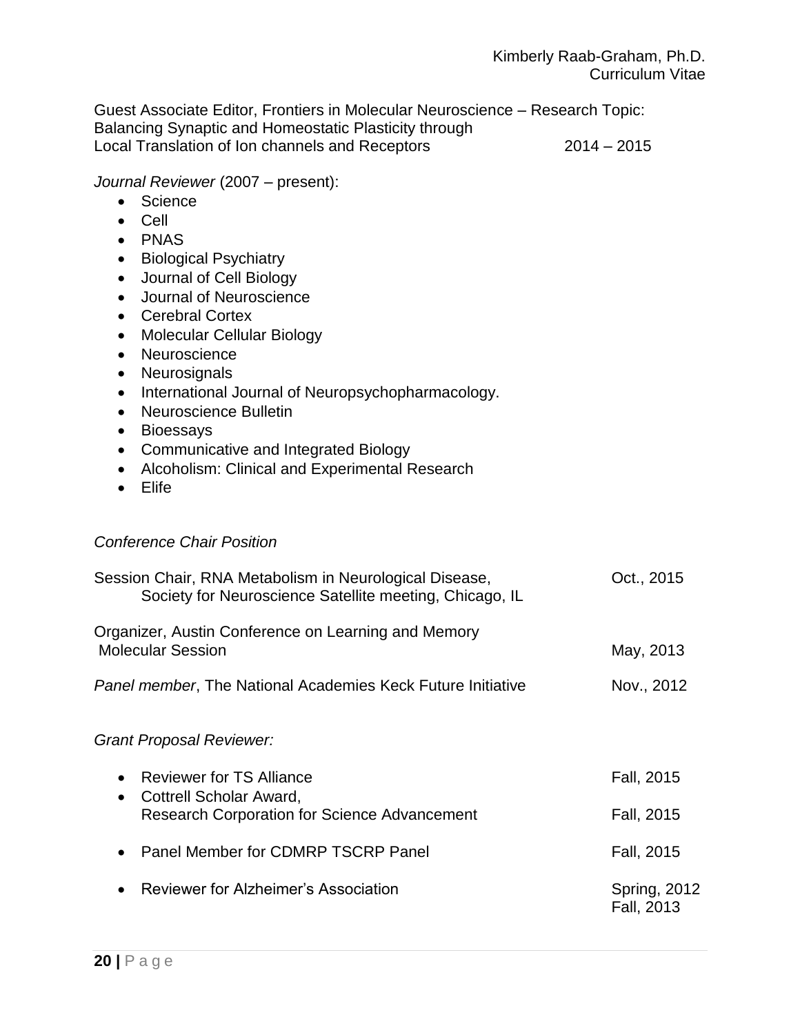Guest Associate Editor, Frontiers in Molecular Neuroscience – Research Topic: Balancing Synaptic and Homeostatic Plasticity through Local Translation of Ion channels and Receptors 2014 – 2015

*Journal Reviewer* (2007 – present):

- Science
- Cell
- PNAS
- Biological Psychiatry
- Journal of Cell Biology
- Journal of Neuroscience
- Cerebral Cortex
- Molecular Cellular Biology
- Neuroscience
- Neurosignals
- International Journal of Neuropsychopharmacology.
- Neuroscience Bulletin
- Bioessays
- Communicative and Integrated Biology
- Alcoholism: Clinical and Experimental Research
- Elife

*Conference Chair Position*

Session Chair, RNA Metabolism in Neurological Disease, Society for Neuroscience Satellite meeting, Chicago, IL — Oct., 2015

Organizer, Austin Conference on Learning and Memory Molecular Session — May, 2013

*Panel member*, The National Academies Keck Future Initiative — Nov., 2012

*Grant Proposal Reviewer:*

- Reviewer for TS Alliance — Fall, 2015
- Cottrell Scholar Award, Research Corporation for Science Advancement — Fall, 2015
- Panel Member for CDMRP TSCRP Panel — Fall, 2015
- Reviewer for Alzheimer's Association — Spring, 2012; Fall, 2013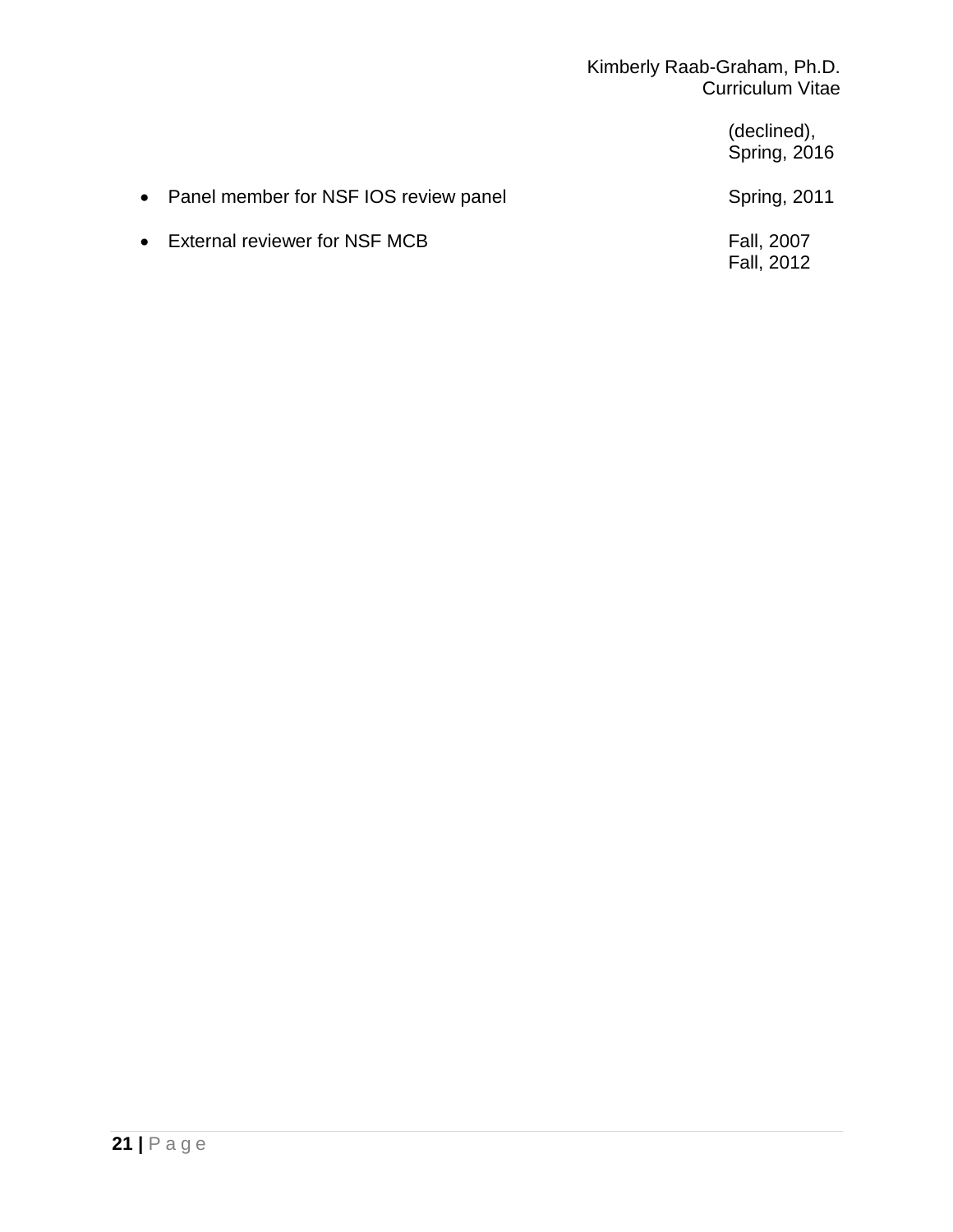(declined), Spring, 2016

- Panel member for NSF IOS review panel — Spring, 2011

- External reviewer for NSF MCB — Fall, 2007; Fall, 2012